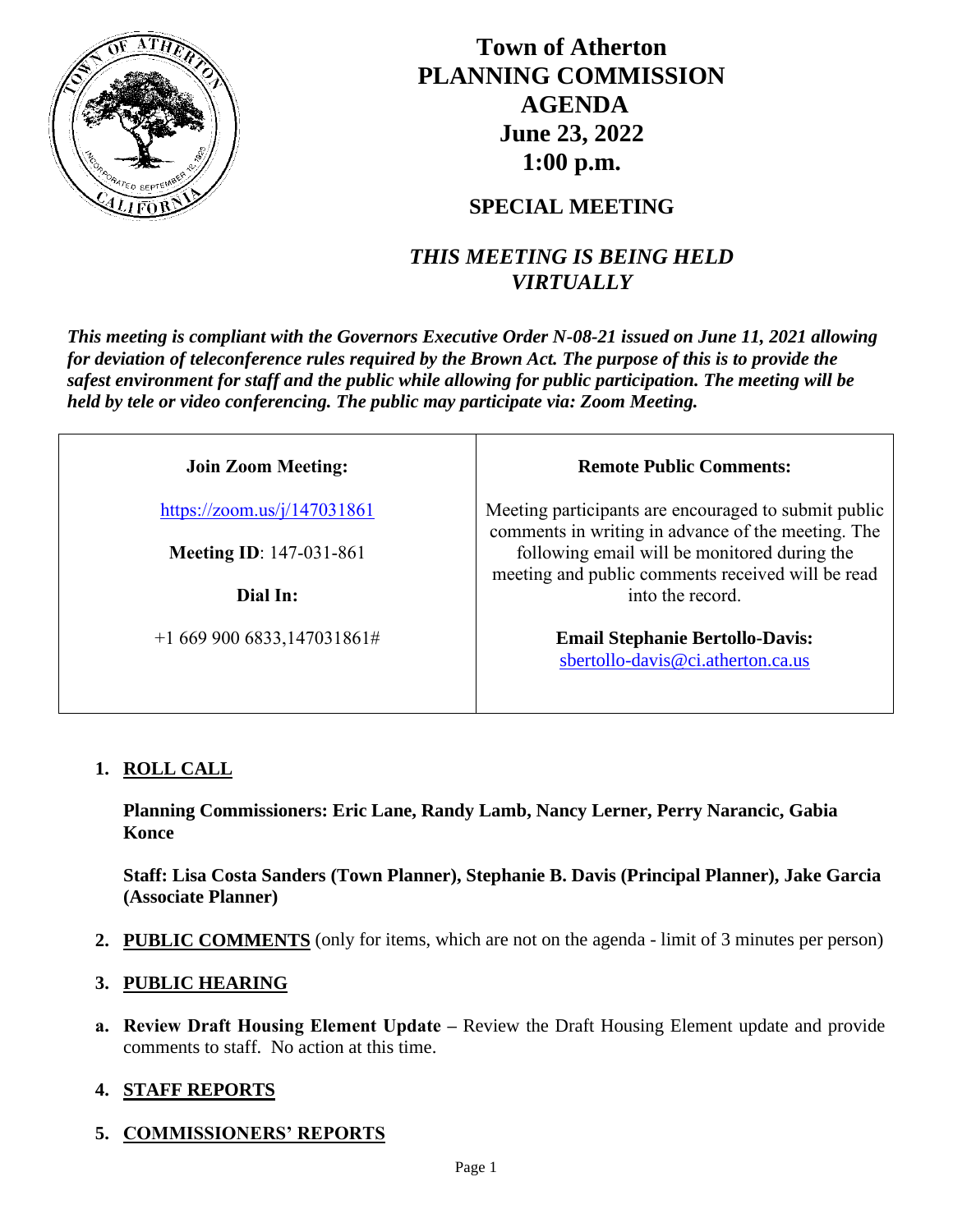# Town of Atherton
# PLANNING COMMISSION
# AGENDA
# June 23, 2022
# 1:00 p.m.

## SPECIAL MEETING

## *THIS MEETING IS BEING HELD VIRTUALLY*

***This meeting is compliant with the Governors Executive Order N-08-21 issued on June 11, 2021 allowing for deviation of teleconference rules required by the Brown Act. The purpose of this is to provide the safest environment for staff and the public while allowing for public participation. The meeting will be held by tele or video conferencing. The public may participate via: Zoom Meeting.***

| **Join Zoom Meeting:** | **Remote Public Comments:** |
|---|---|
| https://zoom.us/j/147031861<br><br>**Meeting ID**: 147-031-861<br><br>**Dial In:**<br><br>+1 669 900 6833,147031861# | Meeting participants are encouraged to submit public comments in writing in advance of the meeting. The following email will be monitored during the meeting and public comments received will be read into the record.<br><br>**Email Stephanie Bertollo-Davis:**<br>sbertollo-davis@ci.atherton.ca.us |

1. **ROLL CALL**

   **Planning Commissioners: Eric Lane, Randy Lamb, Nancy Lerner, Perry Narancic, Gabia Konce**

   **Staff: Lisa Costa Sanders (Town Planner), Stephanie B. Davis (Principal Planner), Jake Garcia (Associate Planner)**

2. **PUBLIC COMMENTS** (only for items, which are not on the agenda - limit of 3 minutes per person)

3. **PUBLIC HEARING**

   a. **Review Draft Housing Element Update –** Review the Draft Housing Element update and provide comments to staff. No action at this time.

4. **STAFF REPORTS**

5. **COMMISSIONERS' REPORTS**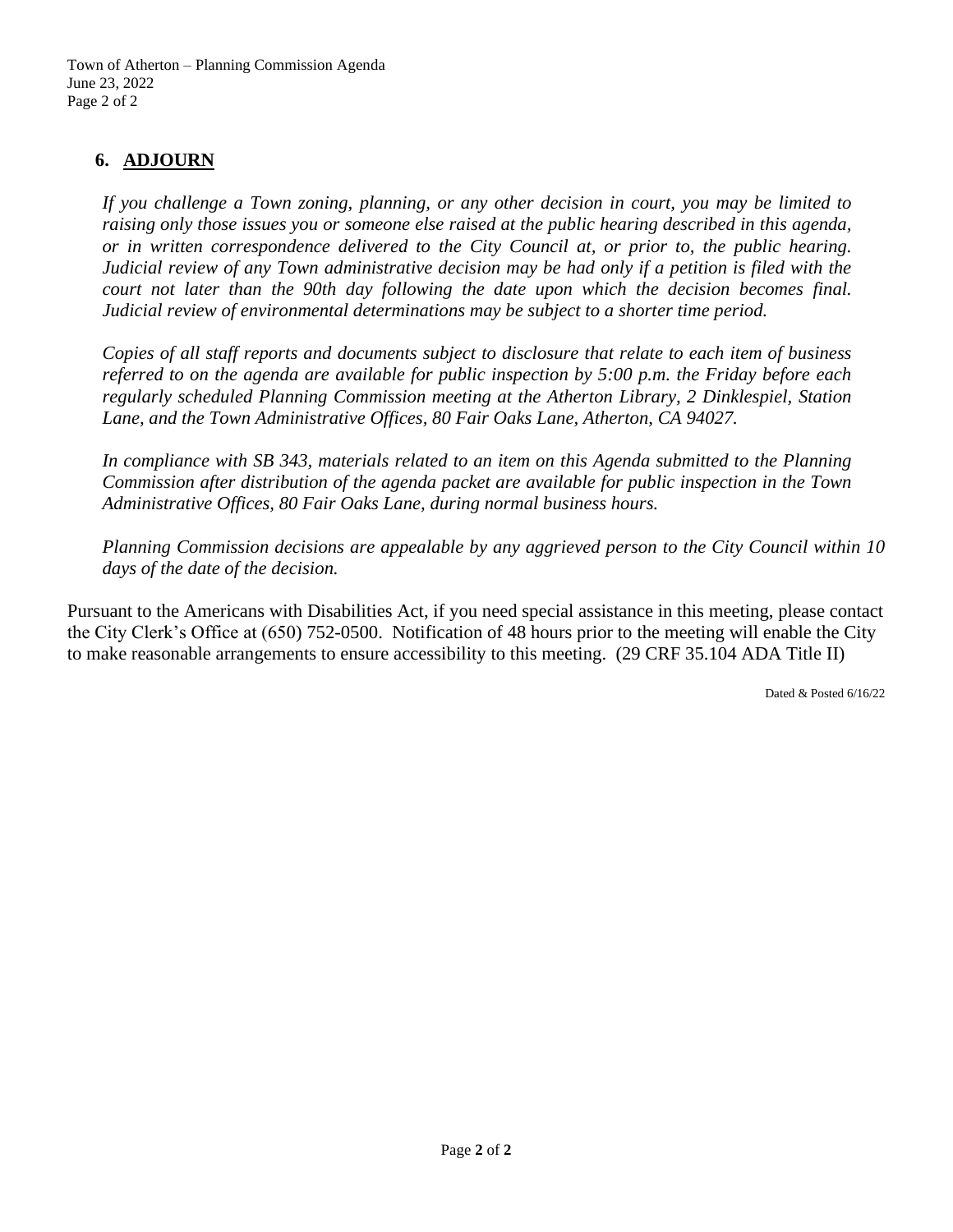## 6. ADJOURN

*If you challenge a Town zoning, planning, or any other decision in court, you may be limited to raising only those issues you or someone else raised at the public hearing described in this agenda, or in written correspondence delivered to the City Council at, or prior to, the public hearing. Judicial review of any Town administrative decision may be had only if a petition is filed with the court not later than the 90th day following the date upon which the decision becomes final. Judicial review of environmental determinations may be subject to a shorter time period.*

*Copies of all staff reports and documents subject to disclosure that relate to each item of business referred to on the agenda are available for public inspection by 5:00 p.m. the Friday before each regularly scheduled Planning Commission meeting at the Atherton Library, 2 Dinklespiel, Station Lane, and the Town Administrative Offices, 80 Fair Oaks Lane, Atherton, CA 94027.*

*In compliance with SB 343, materials related to an item on this Agenda submitted to the Planning Commission after distribution of the agenda packet are available for public inspection in the Town Administrative Offices, 80 Fair Oaks Lane, during normal business hours.*

*Planning Commission decisions are appealable by any aggrieved person to the City Council within 10 days of the date of the decision.*

Pursuant to the Americans with Disabilities Act, if you need special assistance in this meeting, please contact the City Clerk's Office at (650) 752-0500. Notification of 48 hours prior to the meeting will enable the City to make reasonable arrangements to ensure accessibility to this meeting. (29 CRF 35.104 ADA Title II)

Dated & Posted 6/16/22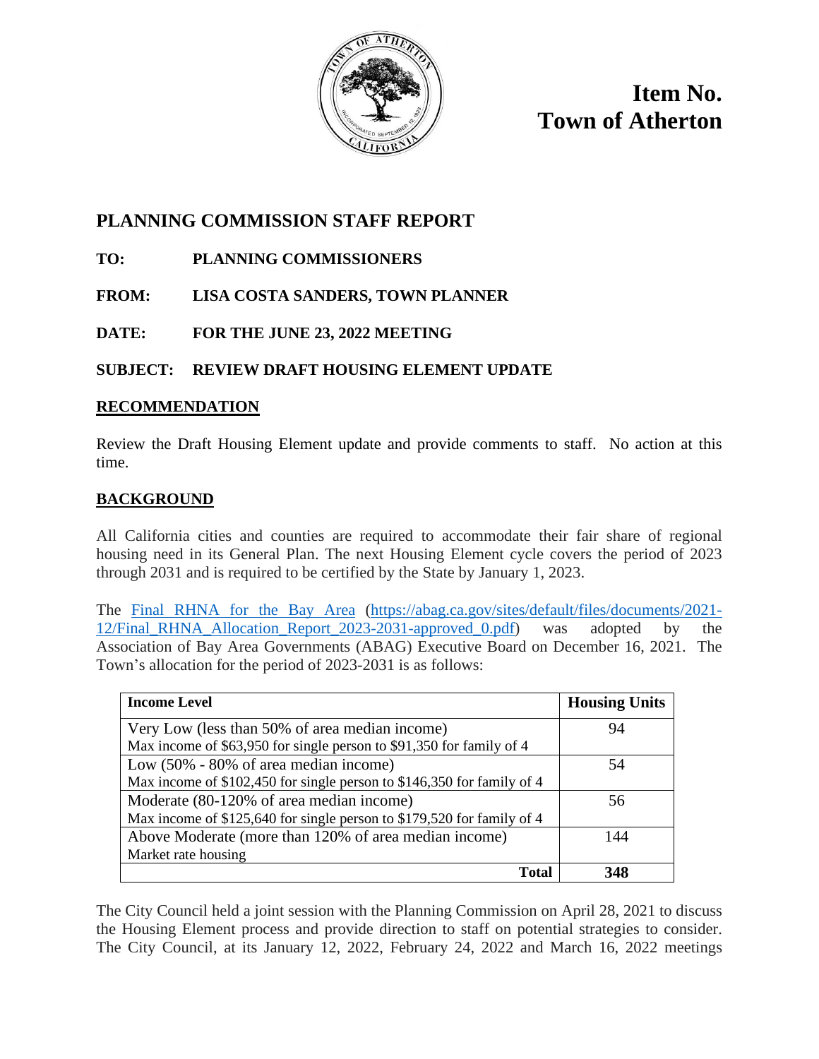**Item No.**
**Town of Atherton**

# PLANNING COMMISSION STAFF REPORT

**TO:** PLANNING COMMISSIONERS

**FROM:** LISA COSTA SANDERS, TOWN PLANNER

**DATE:** FOR THE JUNE 23, 2022 MEETING

**SUBJECT:** REVIEW DRAFT HOUSING ELEMENT UPDATE

## RECOMMENDATION

Review the Draft Housing Element update and provide comments to staff. No action at this time.

## BACKGROUND

All California cities and counties are required to accommodate their fair share of regional housing need in its General Plan. The next Housing Element cycle covers the period of 2023 through 2031 and is required to be certified by the State by January 1, 2023.

The [Final RHNA for the Bay Area](https://abag.ca.gov/sites/default/files/documents/2021-12/Final_RHNA_Allocation_Report_2023-2031-approved_0.pdf) (https://abag.ca.gov/sites/default/files/documents/2021-12/Final_RHNA_Allocation_Report_2023-2031-approved_0.pdf) was adopted by the Association of Bay Area Governments (ABAG) Executive Board on December 16, 2021. The Town's allocation for the period of 2023-2031 is as follows:

| Income Level | Housing Units |
|---|---|
| Very Low (less than 50% of area median income)<br>Max income of $63,950 for single person to $91,350 for family of 4 | 94 |
| Low (50% - 80% of area median income)<br>Max income of $102,450 for single person to $146,350 for family of 4 | 54 |
| Moderate (80-120% of area median income)<br>Max income of $125,640 for single person to $179,520 for family of 4 | 56 |
| Above Moderate (more than 120% of area median income)<br>Market rate housing | 144 |
| **Total** | **348** |

The City Council held a joint session with the Planning Commission on April 28, 2021 to discuss the Housing Element process and provide direction to staff on potential strategies to consider. The City Council, at its January 12, 2022, February 24, 2022 and March 16, 2022 meetings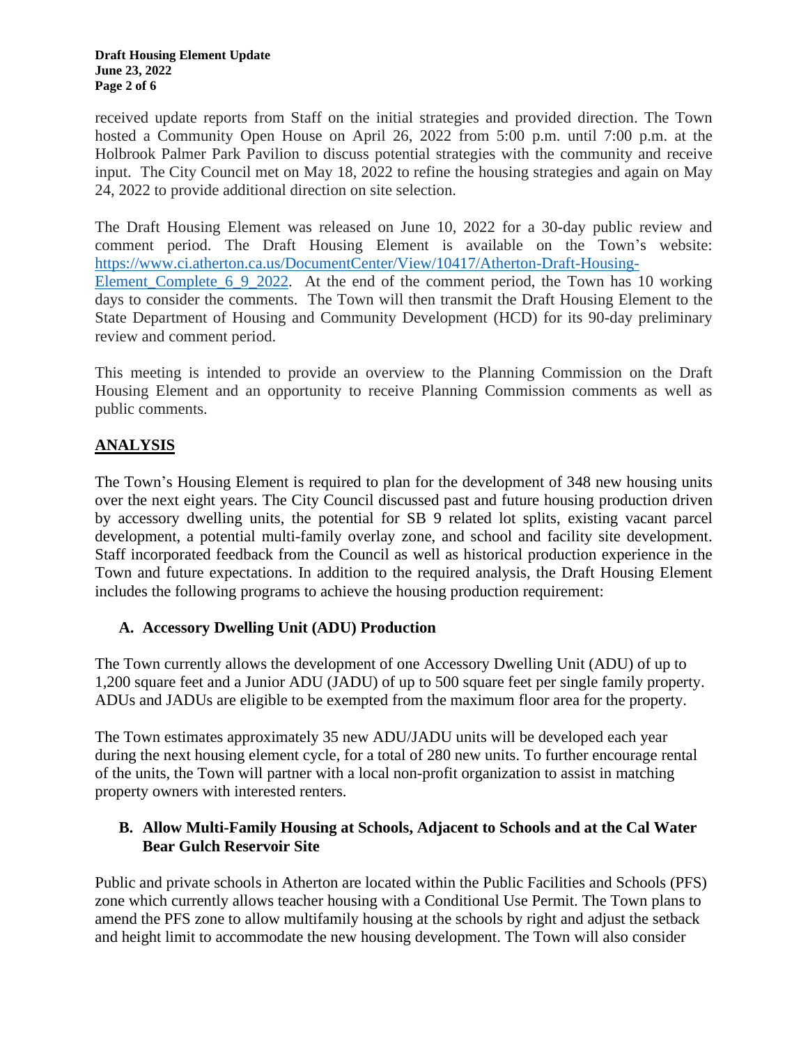received update reports from Staff on the initial strategies and provided direction. The Town hosted a Community Open House on April 26, 2022 from 5:00 p.m. until 7:00 p.m. at the Holbrook Palmer Park Pavilion to discuss potential strategies with the community and receive input. The City Council met on May 18, 2022 to refine the housing strategies and again on May 24, 2022 to provide additional direction on site selection.

The Draft Housing Element was released on June 10, 2022 for a 30-day public review and comment period. The Draft Housing Element is available on the Town's website: [https://www.ci.atherton.ca.us/DocumentCenter/View/10417/Atherton-Draft-Housing-Element_Complete_6_9_2022](https://www.ci.atherton.ca.us/DocumentCenter/View/10417/Atherton-Draft-Housing-Element_Complete_6_9_2022). At the end of the comment period, the Town has 10 working days to consider the comments. The Town will then transmit the Draft Housing Element to the State Department of Housing and Community Development (HCD) for its 90-day preliminary review and comment period.

This meeting is intended to provide an overview to the Planning Commission on the Draft Housing Element and an opportunity to receive Planning Commission comments as well as public comments.

## ANALYSIS

The Town's Housing Element is required to plan for the development of 348 new housing units over the next eight years. The City Council discussed past and future housing production driven by accessory dwelling units, the potential for SB 9 related lot splits, existing vacant parcel development, a potential multi-family overlay zone, and school and facility site development. Staff incorporated feedback from the Council as well as historical production experience in the Town and future expectations. In addition to the required analysis, the Draft Housing Element includes the following programs to achieve the housing production requirement:

### A. Accessory Dwelling Unit (ADU) Production

The Town currently allows the development of one Accessory Dwelling Unit (ADU) of up to 1,200 square feet and a Junior ADU (JADU) of up to 500 square feet per single family property. ADUs and JADUs are eligible to be exempted from the maximum floor area for the property.

The Town estimates approximately 35 new ADU/JADU units will be developed each year during the next housing element cycle, for a total of 280 new units. To further encourage rental of the units, the Town will partner with a local non-profit organization to assist in matching property owners with interested renters.

### B. Allow Multi-Family Housing at Schools, Adjacent to Schools and at the Cal Water Bear Gulch Reservoir Site

Public and private schools in Atherton are located within the Public Facilities and Schools (PFS) zone which currently allows teacher housing with a Conditional Use Permit. The Town plans to amend the PFS zone to allow multifamily housing at the schools by right and adjust the setback and height limit to accommodate the new housing development. The Town will also consider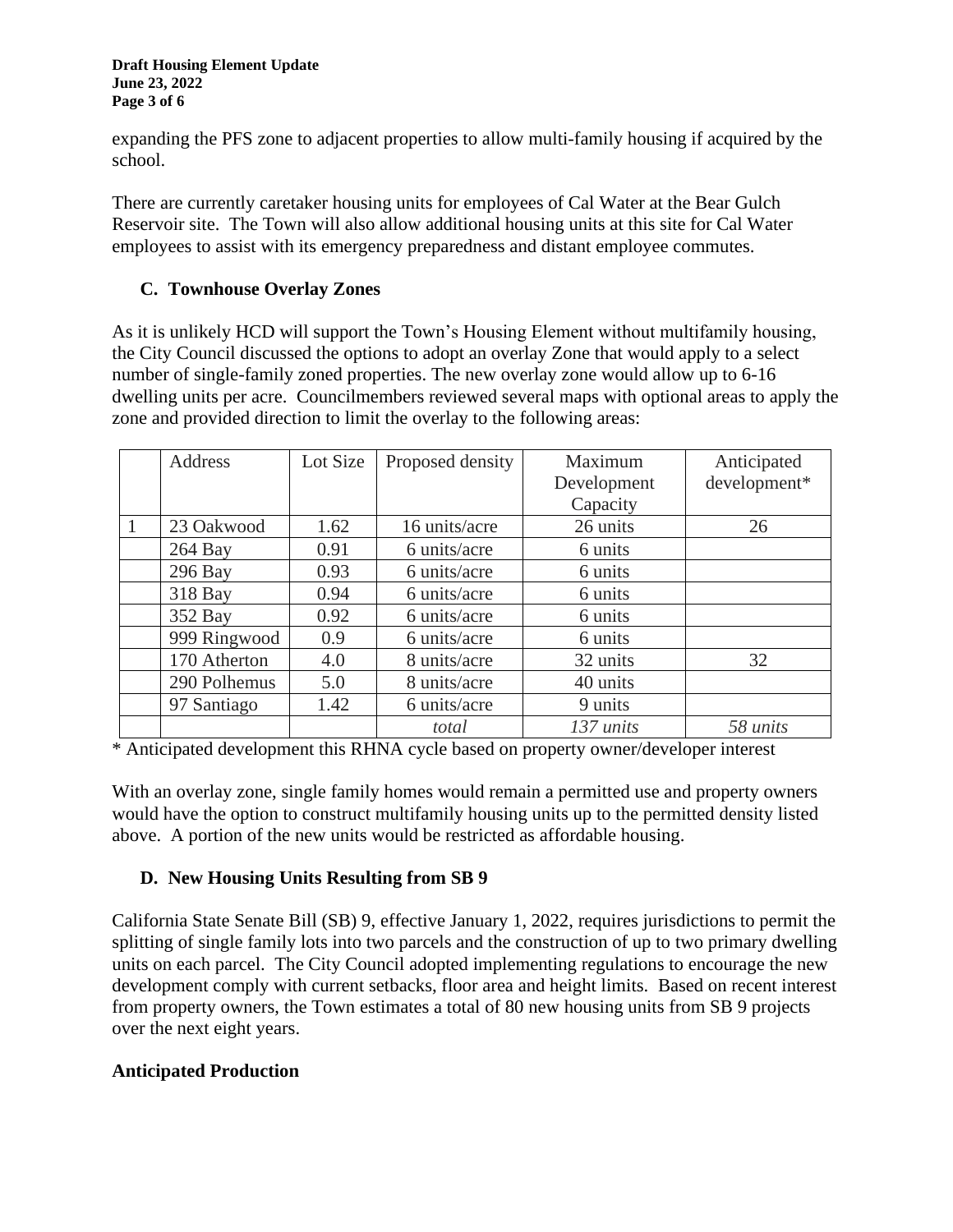expanding the PFS zone to adjacent properties to allow multi-family housing if acquired by the school.

There are currently caretaker housing units for employees of Cal Water at the Bear Gulch Reservoir site. The Town will also allow additional housing units at this site for Cal Water employees to assist with its emergency preparedness and distant employee commutes.

### C. Townhouse Overlay Zones

As it is unlikely HCD will support the Town's Housing Element without multifamily housing, the City Council discussed the options to adopt an overlay Zone that would apply to a select number of single-family zoned properties. The new overlay zone would allow up to 6-16 dwelling units per acre. Councilmembers reviewed several maps with optional areas to apply the zone and provided direction to limit the overlay to the following areas:

| | Address | Lot Size | Proposed density | Maximum Development Capacity | Anticipated development* |
|---|---|---|---|---|---|
| 1 | 23 Oakwood | 1.62 | 16 units/acre | 26 units | 26 |
| | 264 Bay | 0.91 | 6 units/acre | 6 units | |
| | 296 Bay | 0.93 | 6 units/acre | 6 units | |
| | 318 Bay | 0.94 | 6 units/acre | 6 units | |
| | 352 Bay | 0.92 | 6 units/acre | 6 units | |
| | 999 Ringwood | 0.9 | 6 units/acre | 6 units | |
| | 170 Atherton | 4.0 | 8 units/acre | 32 units | 32 |
| | 290 Polhemus | 5.0 | 8 units/acre | 40 units | |
| | 97 Santiago | 1.42 | 6 units/acre | 9 units | |
| | | | *total* | *137 units* | *58 units* |

\* Anticipated development this RHNA cycle based on property owner/developer interest

With an overlay zone, single family homes would remain a permitted use and property owners would have the option to construct multifamily housing units up to the permitted density listed above. A portion of the new units would be restricted as affordable housing.

### D. New Housing Units Resulting from SB 9

California State Senate Bill (SB) 9, effective January 1, 2022, requires jurisdictions to permit the splitting of single family lots into two parcels and the construction of up to two primary dwelling units on each parcel. The City Council adopted implementing regulations to encourage the new development comply with current setbacks, floor area and height limits. Based on recent interest from property owners, the Town estimates a total of 80 new housing units from SB 9 projects over the next eight years.

## Anticipated Production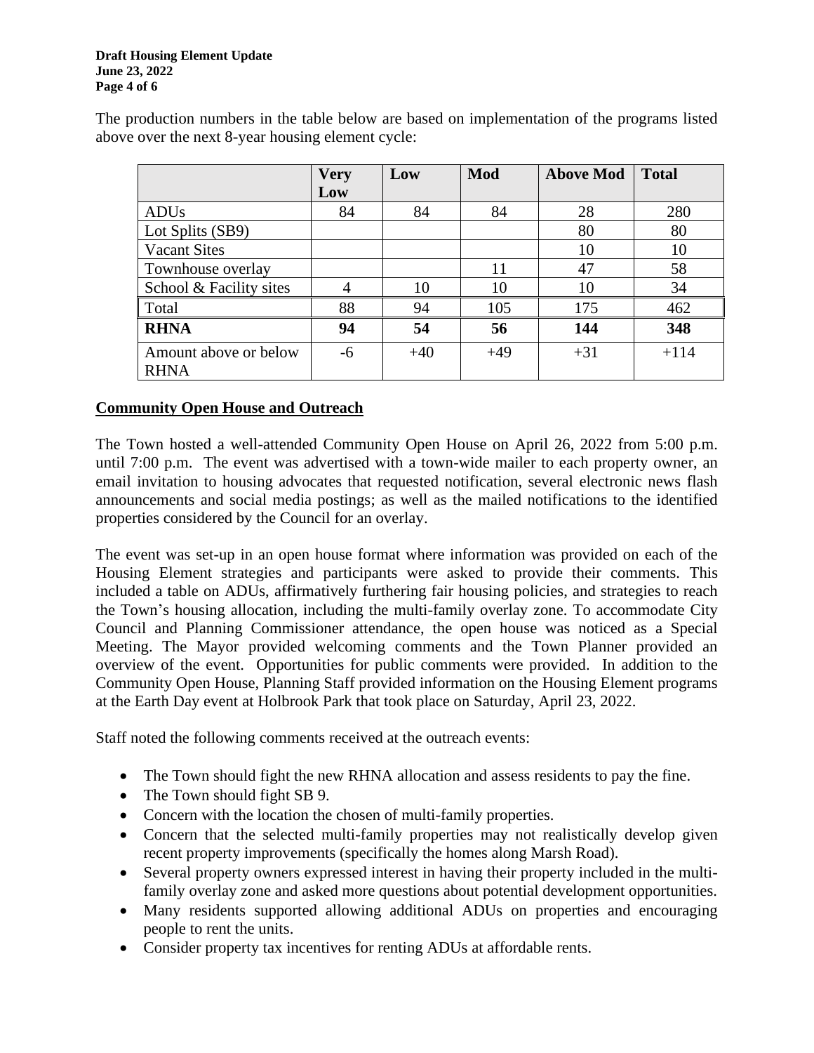The production numbers in the table below are based on implementation of the programs listed above over the next 8-year housing element cycle:

| | Very Low | Low | Mod | Above Mod | Total |
|---|---|---|---|---|---|
| ADUs | 84 | 84 | 84 | 28 | 280 |
| Lot Splits (SB9) | | | | 80 | 80 |
| Vacant Sites | | | | 10 | 10 |
| Townhouse overlay | | | 11 | 47 | 58 |
| School & Facility sites | 4 | 10 | 10 | 10 | 34 |
| Total | 88 | 94 | 105 | 175 | 462 |
| **RHNA** | **94** | **54** | **56** | **144** | **348** |
| Amount above or below RHNA | -6 | +40 | +49 | +31 | +114 |

## Community Open House and Outreach

The Town hosted a well-attended Community Open House on April 26, 2022 from 5:00 p.m. until 7:00 p.m. The event was advertised with a town-wide mailer to each property owner, an email invitation to housing advocates that requested notification, several electronic news flash announcements and social media postings; as well as the mailed notifications to the identified properties considered by the Council for an overlay.

The event was set-up in an open house format where information was provided on each of the Housing Element strategies and participants were asked to provide their comments. This included a table on ADUs, affirmatively furthering fair housing policies, and strategies to reach the Town's housing allocation, including the multi-family overlay zone. To accommodate City Council and Planning Commissioner attendance, the open house was noticed as a Special Meeting. The Mayor provided welcoming comments and the Town Planner provided an overview of the event. Opportunities for public comments were provided. In addition to the Community Open House, Planning Staff provided information on the Housing Element programs at the Earth Day event at Holbrook Park that took place on Saturday, April 23, 2022.

Staff noted the following comments received at the outreach events:

- The Town should fight the new RHNA allocation and assess residents to pay the fine.
- The Town should fight SB 9.
- Concern with the location the chosen of multi-family properties.
- Concern that the selected multi-family properties may not realistically develop given recent property improvements (specifically the homes along Marsh Road).
- Several property owners expressed interest in having their property included in the multi-family overlay zone and asked more questions about potential development opportunities.
- Many residents supported allowing additional ADUs on properties and encouraging people to rent the units.
- Consider property tax incentives for renting ADUs at affordable rents.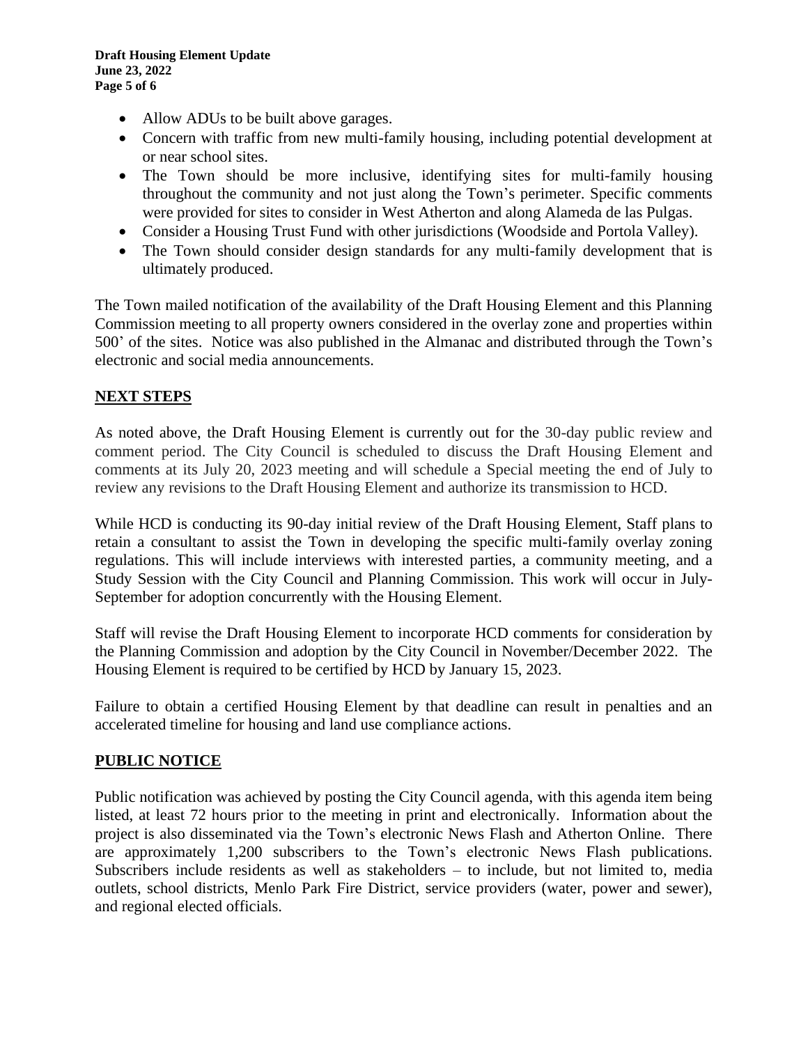- Allow ADUs to be built above garages.
- Concern with traffic from new multi-family housing, including potential development at or near school sites.
- The Town should be more inclusive, identifying sites for multi-family housing throughout the community and not just along the Town's perimeter. Specific comments were provided for sites to consider in West Atherton and along Alameda de las Pulgas.
- Consider a Housing Trust Fund with other jurisdictions (Woodside and Portola Valley).
- The Town should consider design standards for any multi-family development that is ultimately produced.

The Town mailed notification of the availability of the Draft Housing Element and this Planning Commission meeting to all property owners considered in the overlay zone and properties within 500' of the sites. Notice was also published in the Almanac and distributed through the Town's electronic and social media announcements.

## NEXT STEPS

As noted above, the Draft Housing Element is currently out for the 30-day public review and comment period. The City Council is scheduled to discuss the Draft Housing Element and comments at its July 20, 2023 meeting and will schedule a Special meeting the end of July to review any revisions to the Draft Housing Element and authorize its transmission to HCD.

While HCD is conducting its 90-day initial review of the Draft Housing Element, Staff plans to retain a consultant to assist the Town in developing the specific multi-family overlay zoning regulations. This will include interviews with interested parties, a community meeting, and a Study Session with the City Council and Planning Commission. This work will occur in July-September for adoption concurrently with the Housing Element.

Staff will revise the Draft Housing Element to incorporate HCD comments for consideration by the Planning Commission and adoption by the City Council in November/December 2022. The Housing Element is required to be certified by HCD by January 15, 2023.

Failure to obtain a certified Housing Element by that deadline can result in penalties and an accelerated timeline for housing and land use compliance actions.

## PUBLIC NOTICE

Public notification was achieved by posting the City Council agenda, with this agenda item being listed, at least 72 hours prior to the meeting in print and electronically. Information about the project is also disseminated via the Town's electronic News Flash and Atherton Online. There are approximately 1,200 subscribers to the Town's electronic News Flash publications. Subscribers include residents as well as stakeholders – to include, but not limited to, media outlets, school districts, Menlo Park Fire District, service providers (water, power and sewer), and regional elected officials.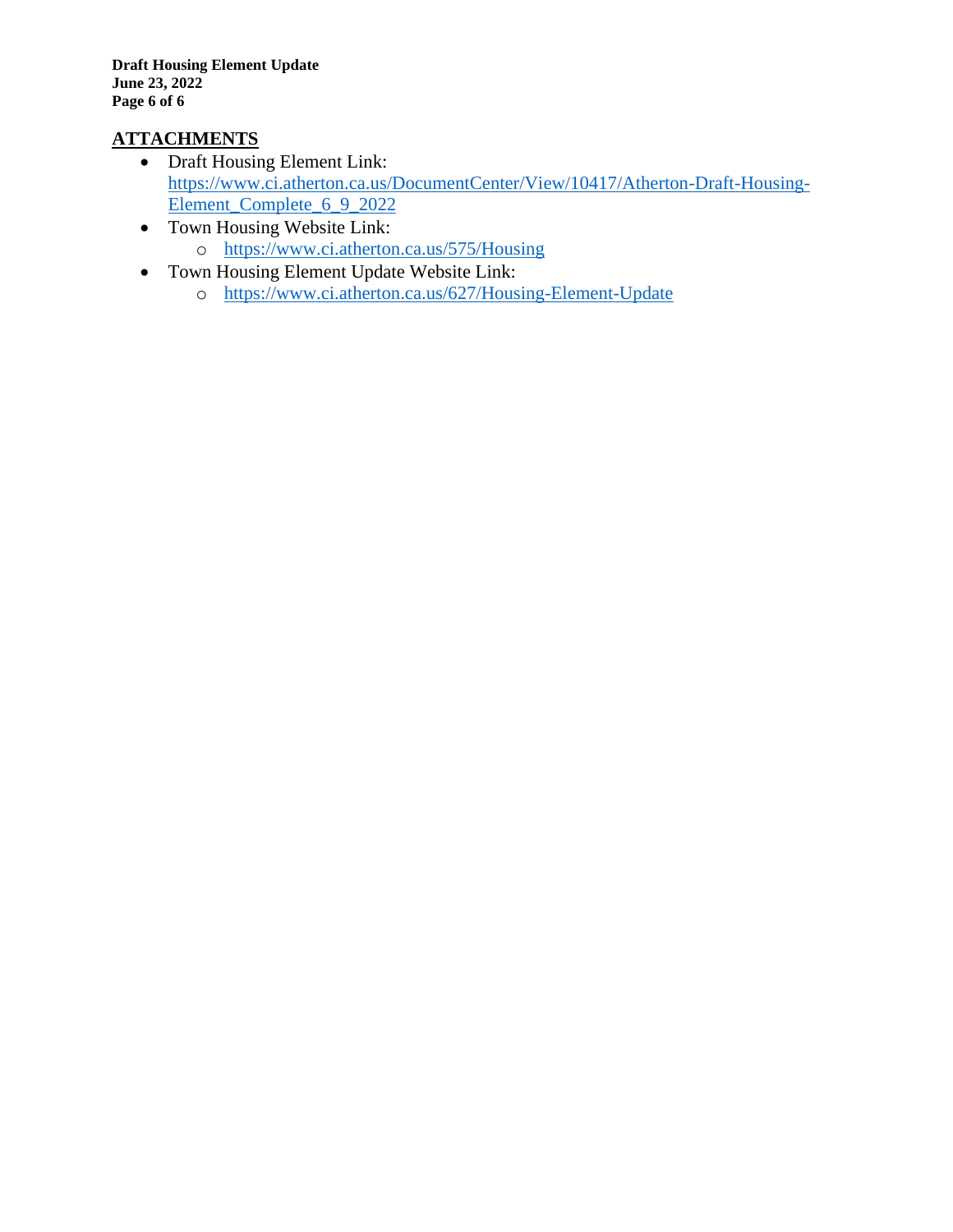## ATTACHMENTS

- Draft Housing Element Link: https://www.ci.atherton.ca.us/DocumentCenter/View/10417/Atherton-Draft-Housing-Element_Complete_6_9_2022
- Town Housing Website Link:
  - https://www.ci.atherton.ca.us/575/Housing
- Town Housing Element Update Website Link:
  - https://www.ci.atherton.ca.us/627/Housing-Element-Update